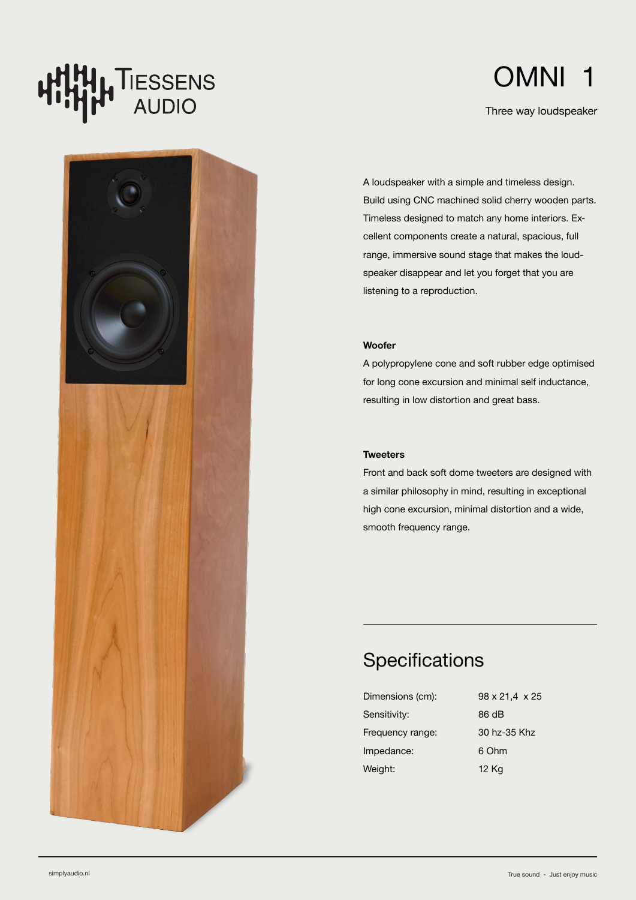TIESSENS AUDIO

# OMNI 1

Three way loudspeaker

A loudspeaker with a simple and timeless design. Build using CNC machined solid cherry wooden parts. Timeless designed to match any home interiors. Excellent components create a natural, spacious, full range, immersive sound stage that makes the loudspeaker disappear and let you forget that you are listening to a reproduction.

**Woofer**

A polypropylene cone and soft rubber edge optimised for long cone excursion and minimal self inductance, resulting in low distortion and great bass.

**Tweeters**

Front and back soft dome tweeters are designed with a similar philosophy in mind, resulting in exceptional high cone excursion, minimal distortion and a wide, smooth frequency range.

## Specifications

| | |
|---|---|
| Dimensions (cm): | 98 x 21,4 x 25 |
| Sensitivity: | 86 dB |
| Frequency range: | 30 hz-35 Khz |
| Impedance: | 6 Ohm |
| Weight: | 12 Kg |

simplyaudio.nl

True sound - Just enjoy music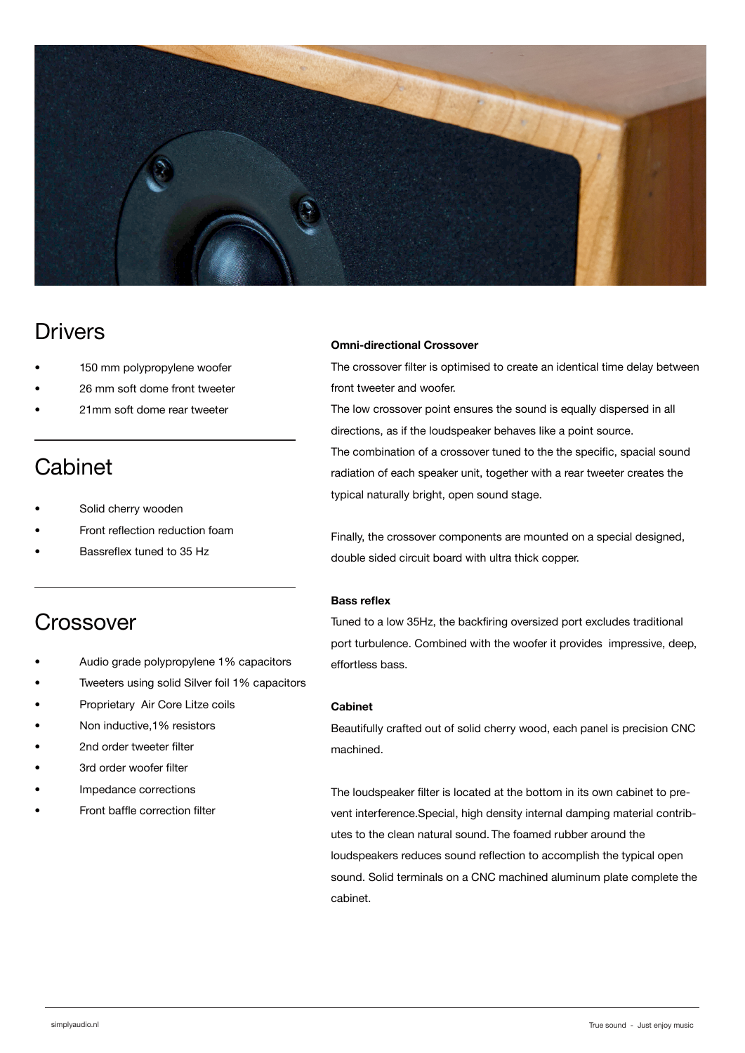## Drivers

- 150 mm polypropylene woofer
- 26 mm soft dome front tweeter
- 21mm soft dome rear tweeter

## Cabinet

- Solid cherry wooden
- Front reflection reduction foam
- Bassreflex tuned to 35 Hz

## Crossover

- Audio grade polypropylene 1% capacitors
- Tweeters using solid Silver foil 1% capacitors
- Proprietary Air Core Litze coils
- Non inductive,1% resistors
- 2nd order tweeter filter
- 3rd order woofer filter
- Impedance corrections
- Front baffle correction filter

**Omni-directional Crossover**

The crossover filter is optimised to create an identical time delay between front tweeter and woofer.
The low crossover point ensures the sound is equally dispersed in all directions, as if the loudspeaker behaves like a point source.
The combination of a crossover tuned to the the specific, spacial sound radiation of each speaker unit, together with a rear tweeter creates the typical naturally bright, open sound stage.

Finally, the crossover components are mounted on a special designed, double sided circuit board with ultra thick copper.

**Bass reflex**

Tuned to a low 35Hz, the backfiring oversized port excludes traditional port turbulence. Combined with the woofer it provides impressive, deep, effortless bass.

**Cabinet**

Beautifully crafted out of solid cherry wood, each panel is precision CNC machined.

The loudspeaker filter is located at the bottom in its own cabinet to prevent interference.Special, high density internal damping material contributes to the clean natural sound. The foamed rubber around the loudspeakers reduces sound reflection to accomplish the typical open sound. Solid terminals on a CNC machined aluminum plate complete the cabinet.